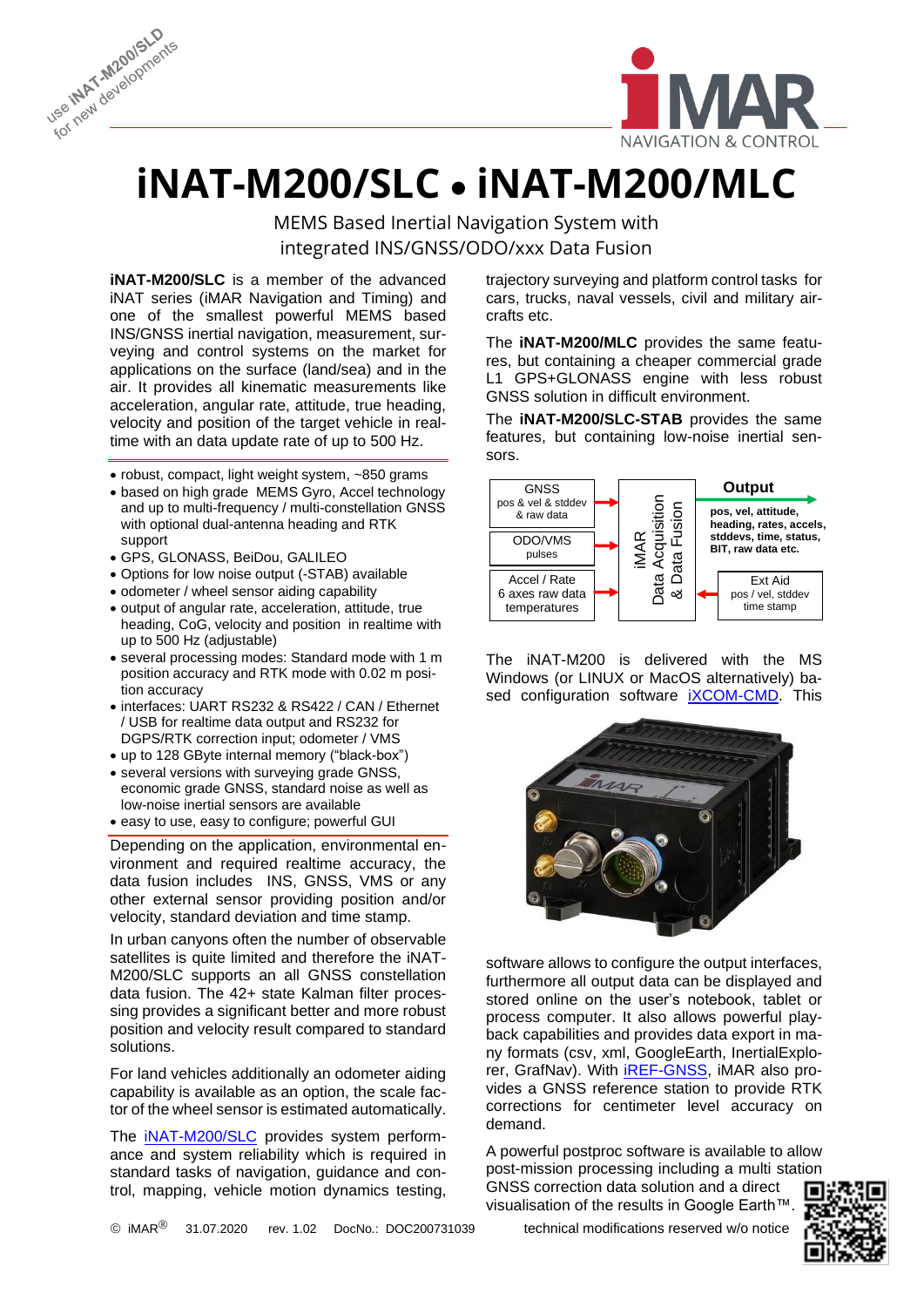use **iNAT-M200/SLD** for new developments

# iNAT-M200/SLC • iNAT-M200/MLC

MEMS Based Inertial Navigation System with integrated INS/GNSS/ODO/xxx Data Fusion

**iNAT-M200/SLC** is a member of the advanced iNAT series (iMAR Navigation and Timing) and one of the smallest powerful MEMS based INS/GNSS inertial navigation, measurement, surveying and control systems on the market for applications on the surface (land/sea) and in the air. It provides all kinematic measurements like acceleration, angular rate, attitude, true heading, velocity and position of the target vehicle in real-time with an data update rate of up to 500 Hz.

- robust, compact, light weight system, ~850 grams
- based on high grade MEMS Gyro, Accel technology and up to multi-frequency / multi-constellation GNSS with optional dual-antenna heading and RTK support
- GPS, GLONASS, BeiDou, GALILEO
- Options for low noise output (-STAB) available
- odometer / wheel sensor aiding capability
- output of angular rate, acceleration, attitude, true heading, CoG, velocity and position in realtime with up to 500 Hz (adjustable)
- several processing modes: Standard mode with 1 m position accuracy and RTK mode with 0.02 m position accuracy
- interfaces: UART RS232 & RS422 / CAN / Ethernet / USB for realtime data output and RS232 for DGPS/RTK correction input; odometer / VMS
- up to 128 GByte internal memory ("black-box")
- several versions with surveying grade GNSS, economic grade GNSS, standard noise as well as low-noise inertial sensors are available
- easy to use, easy to configure; powerful GUI

Depending on the application, environmental environment and required realtime accuracy, the data fusion includes INS, GNSS, VMS or any other external sensor providing position and/or velocity, standard deviation and time stamp.

In urban canyons often the number of observable satellites is quite limited and therefore the iNAT-M200/SLC supports an all GNSS constellation data fusion. The 42+ state Kalman filter processing provides a significant better and more robust position and velocity result compared to standard solutions.

For land vehicles additionally an odometer aiding capability is available as an option, the scale factor of the wheel sensor is estimated automatically.

The iNAT-M200/SLC provides system performance and system reliability which is required in standard tasks of navigation, guidance and control, mapping, vehicle motion dynamics testing, trajectory surveying and platform control tasks for cars, trucks, naval vessels, civil and military aircrafts etc.

The **iNAT-M200/MLC** provides the same features, but containing a cheaper commercial grade L1 GPS+GLONASS engine with less robust GNSS solution in difficult environment.

The **iNAT-M200/SLC-STAB** provides the same features, but containing low-noise inertial sensors.

GNSS pos & vel & stddev & raw data → iMAR Data Acquisition & Data Fusion
ODO/VMS pulses → iMAR Data Acquisition & Data Fusion
Accel / Rate 6 axes raw data temperatures → iMAR Data Acquisition & Data Fusion
Ext Aid pos / vel, stddev time stamp → iMAR Data Acquisition & Data Fusion
**Output**: **pos, vel, attitude, heading, rates, accels, stddevs, time, status, BIT, raw data etc.**

The iNAT-M200 is delivered with the MS Windows (or LINUX or MacOS alternatively) based configuration software iXCOM-CMD. This software allows to configure the output interfaces, furthermore all output data can be displayed and stored online on the user's notebook, tablet or process computer. It also allows powerful playback capabilities and provides data export in many formats (csv, xml, GoogleEarth, InertialExplorer, GrafNav). With iREF-GNSS, iMAR also provides a GNSS reference station to provide RTK corrections for centimeter level accuracy on demand.

A powerful postproc software is available to allow post-mission processing including a multi station GNSS correction data solution and a direct visualisation of the results in Google Earth™.

© iMAR® 31.07.2020 rev. 1.02 DocNo.: DOC200731039 technical modifications reserved w/o notice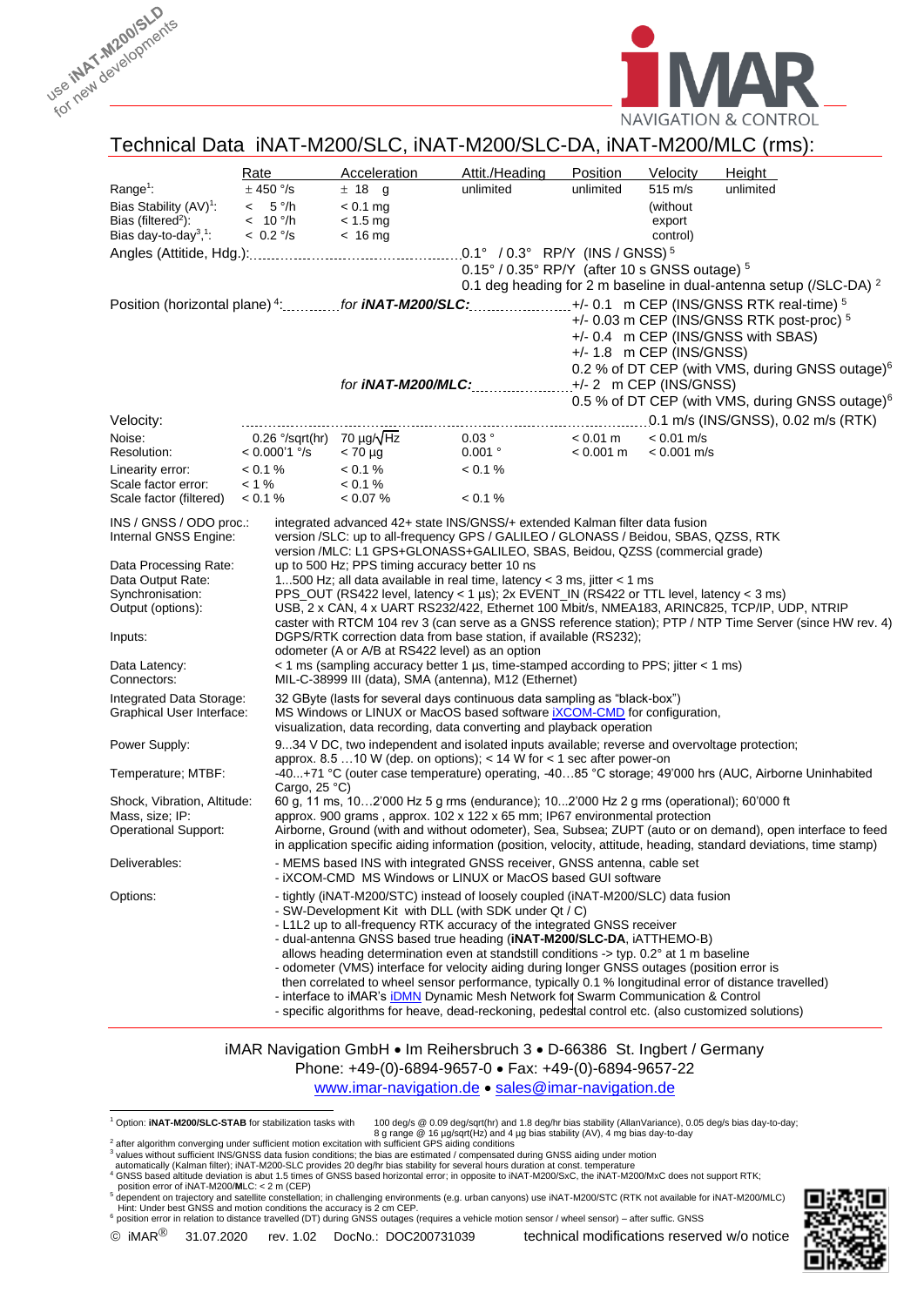use iNAT-M200/SLD for new developments

# Technical Data iNAT-M200/SLC, iNAT-M200/SLC-DA, iNAT-M200/MLC (rms):

| | Rate | Acceleration | Attit./Heading | Position | Velocity | Height |
|---|---|---|---|---|---|---|
| Range[1]: | ± 450 °/s | ± 18 g | unlimited | unlimited | 515 m/s | unlimited |
| Bias Stability (AV)[1]: | < 5 °/h | < 0.1 mg | | | (without | |
| Bias (filtered[2]): | < 10 °/h | < 1.5 mg | | | export | |
| Bias day-to-day[3,1]: | < 0.2 °/s | < 16 mg | | | control) | |

Angles (Attitide, Hdg.): 0.1° / 0.3° RP/Y (INS / GNSS)[5]
0.15° / 0.35° RP/Y (after 10 s GNSS outage)[5]
0.1 deg heading for 2 m baseline in dual-antenna setup (/SLC-DA)[2]

Position (horizontal plane)[4]: *for **iNAT-M200/SLC:*** +/- 0.1 m CEP (INS/GNSS RTK real-time)[5]
+/- 0.03 m CEP (INS/GNSS RTK post-proc)[5]
+/- 0.4 m CEP (INS/GNSS with SBAS)
+/- 1.8 m CEP (INS/GNSS)
0.2 % of DT CEP (with VMS, during GNSS outage)[6]

*for **iNAT-M200/MLC:*** +/- 2 m CEP (INS/GNSS)
0.5 % of DT CEP (with VMS, during GNSS outage)[6]

Velocity: 0.1 m/s (INS/GNSS), 0.02 m/s (RTK)

| | Rate | Acceleration | Attit./Heading | Position | Velocity |
|---|---|---|---|---|---|
| Noise: | 0.26 °/sqrt(hr) | 70 µg/√Hz | 0.03 ° | < 0.01 m | < 0.01 m/s |
| Resolution: | < 0.000'1 °/s | < 70 µg | 0.001 ° | < 0.001 m | < 0.001 m/s |
| Linearity error: | < 0.1 % | < 0.1 % | < 0.1 % | | |
| Scale factor error: | < 1 % | < 0.1 % | | | |
| Scale factor (filtered) | < 0.1 % | < 0.07 % | < 0.1 % | | |

| | |
|---|---|
| INS / GNSS / ODO proc.: | integrated advanced 42+ state INS/GNSS/+ extended Kalman filter data fusion |
| Internal GNSS Engine: | version /SLC: up to all-frequency GPS / GALILEO / GLONASS / Beidou, SBAS, QZSS, RTK<br>version /MLC: L1 GPS+GLONASS+GALILEO, SBAS, Beidou, QZSS (commercial grade) |
| Data Processing Rate: | up to 500 Hz; PPS timing accuracy better 10 ns |
| Data Output Rate: | 1...500 Hz; all data available in real time, latency < 3 ms, jitter < 1 ms |
| Synchronisation: | PPS_OUT (RS422 level, latency < 1 µs); 2x EVENT_IN (RS422 or TTL level, latency < 3 ms) |
| Output (options): | USB, 2 x CAN, 4 x UART RS232/422, Ethernet 100 Mbit/s, NMEA183, ARINC825, TCP/IP, UDP, NTRIP caster with RTCM 104 rev 3 (can serve as a GNSS reference station); PTP / NTP Time Server (since HW rev. 4) |
| Inputs: | DGPS/RTK correction data from base station, if available (RS232);<br>odometer (A or A/B at RS422 level) as an option |
| Data Latency: | < 1 ms (sampling accuracy better 1 µs, time-stamped according to PPS; jitter < 1 ms) |
| Connectors: | MIL-C-38999 III (data), SMA (antenna), M12 (Ethernet) |
| Integrated Data Storage: | 32 GByte (lasts for several days continuous data sampling as "black-box") |
| Graphical User Interface: | MS Windows or LINUX or MacOS based software iXCOM-CMD for configuration, visualization, data recording, data converting and playback operation |
| Power Supply: | 9...34 V DC, two independent and isolated inputs available; reverse and overvoltage protection; approx. 8.5 ...10 W (dep. on options); < 14 W for < 1 sec after power-on |
| Temperature; MTBF: | -40...+71 °C (outer case temperature) operating, -40...85 °C storage; 49'000 hrs (AUC, Airborne Uninhabited Cargo, 25 °C) |
| Shock, Vibration, Altitude: | 60 g, 11 ms, 10...2'000 Hz 5 g rms (endurance); 10...2'000 Hz 2 g rms (operational); 60'000 ft |
| Mass, size; IP: | approx. 900 grams , approx. 102 x 122 x 65 mm; IP67 environmental protection |
| Operational Support: | Airborne, Ground (with and without odometer), Sea, Subsea; ZUPT (auto or on demand), open interface to feed in application specific aiding information (position, velocity, attitude, heading, standard deviations, time stamp) |
| Deliverables: | - MEMS based INS with integrated GNSS receiver, GNSS antenna, cable set<br>- iXCOM-CMD MS Windows or LINUX or MacOS based GUI software |
| Options: | - tightly (iNAT-M200/STC) instead of loosely coupled (iNAT-M200/SLC) data fusion<br>- SW-Development Kit with DLL (with SDK under Qt / C)<br>- L1L2 up to all-frequency RTK accuracy of the integrated GNSS receiver<br>- dual-antenna GNSS based true heading (**iNAT-M200/SLC-DA**, iATTHEMO-B) allows heading determination even at standstill conditions -> typ. 0.2° at 1 m baseline<br>- odometer (VMS) interface for velocity aiding during longer GNSS outages (position error is then correlated to wheel sensor performance, typically 0.1 % longitudinal error of distance travelled)<br>- interface to iMAR's iDMN Dynamic Mesh Network for Swarm Communication & Control<br>- specific algorithms for heave, dead-reckoning, pedestal control etc. (also customized solutions) |

iMAR Navigation GmbH • Im Reihersbruch 3 • D-66386 St. Ingbert / Germany
Phone: +49-(0)-6894-9657-0 • Fax: +49-(0)-6894-9657-22
www.imar-navigation.de • sales@imar-navigation.de

---

[1] Option: **iNAT-M200/SLC-STAB** for stabilization tasks with 100 deg/s @ 0.09 deg/sqrt(hr) and 1.8 deg/hr bias stability (AllanVariance), 0.05 deg/s bias day-to-day; 8 g range @ 16 µg/sqrt(Hz) and 4 µg bias stability (AV), 4 mg bias day-to-day
[2] after algorithm converging under sufficient motion excitation with sufficient GPS aiding conditions
[3] values without sufficient INS/GNSS data fusion conditions; the bias are estimated / compensated during GNSS aiding under motion automatically (Kalman filter); iNAT-M200-SLC provides 20 deg/hr bias stability for several hours duration at const. temperature
[4] GNSS based altitude deviation is abut 1.5 times of GNSS based horizontal error; in opposite to iNAT-M200/SxC, the iNAT-M200/MxC does not support RTK; position error of iNAT-M200/**M**LC: < 2 m (CEP)
[5] dependent on trajectory and satellite constellation; in challenging environments (e.g. urban canyons) use iNAT-M200/STC (RTK not available for iNAT-M200/MLC) Hint: Under best GNSS and motion conditions the accuracy is 2 cm CEP.
[6] position error in relation to distance travelled (DT) during GNSS outages (requires a vehicle motion sensor / wheel sensor) – after suffic. GNSS

© iMAR® 31.07.2020 rev. 1.02 DocNo.: DOC200731039 technical modifications reserved w/o notice